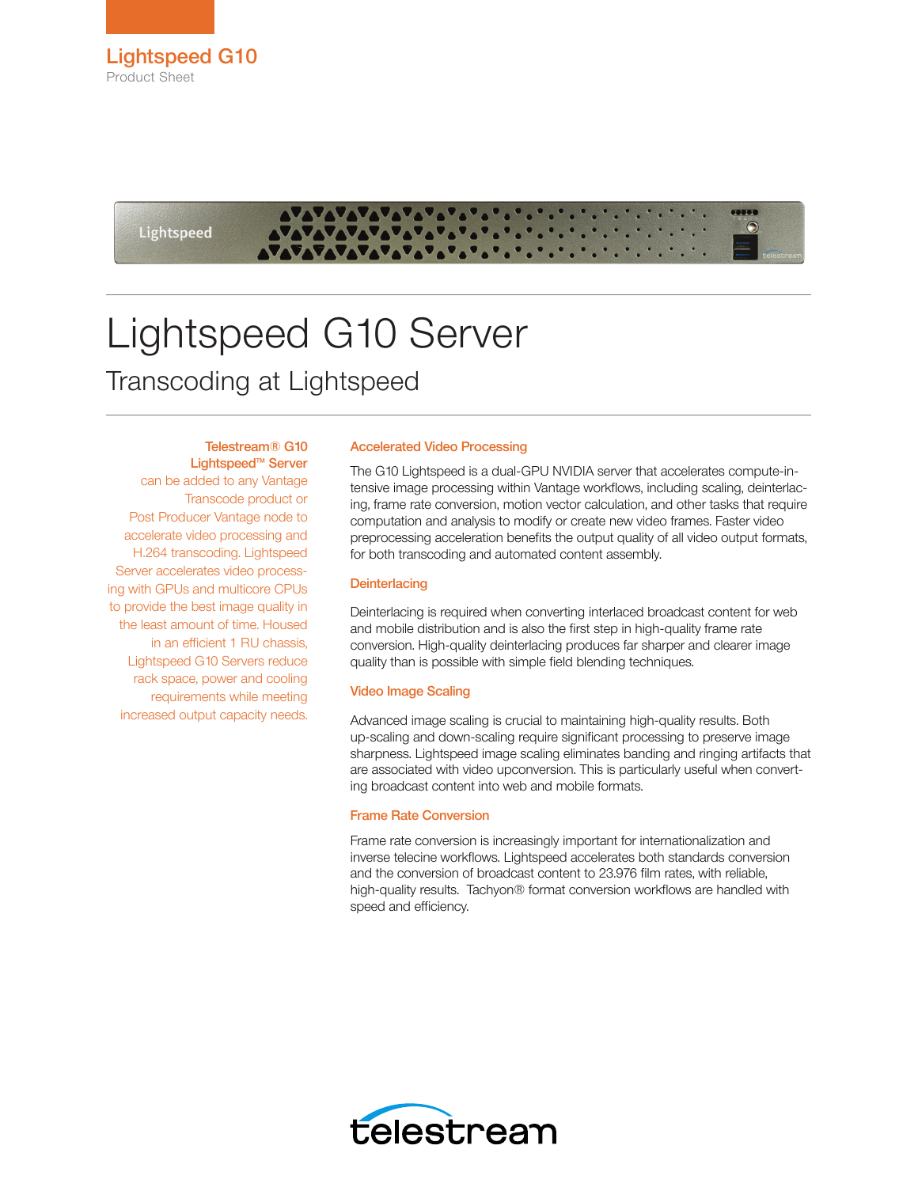Lightspeed G10

Product Sheet

# Lightspeed G10 Server

## Transcoding at Lightspeed

**Telestream® G10 Lightspeed™ Server** can be added to any Vantage Transcode product or Post Producer Vantage node to accelerate video processing and H.264 transcoding. Lightspeed Server accelerates video processing with GPUs and multicore CPUs to provide the best image quality in the least amount of time. Housed in an efficient 1 RU chassis, Lightspeed G10 Servers reduce rack space, power and cooling requirements while meeting increased output capacity needs.

### Accelerated Video Processing

The G10 Lightspeed is a dual-GPU NVIDIA server that accelerates compute-intensive image processing within Vantage workflows, including scaling, deinterlacing, frame rate conversion, motion vector calculation, and other tasks that require computation and analysis to modify or create new video frames. Faster video preprocessing acceleration benefits the output quality of all video output formats, for both transcoding and automated content assembly.

### Deinterlacing

Deinterlacing is required when converting interlaced broadcast content for web and mobile distribution and is also the first step in high-quality frame rate conversion. High-quality deinterlacing produces far sharper and clearer image quality than is possible with simple field blending techniques.

### Video Image Scaling

Advanced image scaling is crucial to maintaining high-quality results. Both up-scaling and down-scaling require significant processing to preserve image sharpness. Lightspeed image scaling eliminates banding and ringing artifacts that are associated with video upconversion. This is particularly useful when converting broadcast content into web and mobile formats.

### Frame Rate Conversion

Frame rate conversion is increasingly important for internationalization and inverse telecine workflows. Lightspeed accelerates both standards conversion and the conversion of broadcast content to 23.976 film rates, with reliable, high-quality results. Tachyon® format conversion workflows are handled with speed and efficiency.

telestream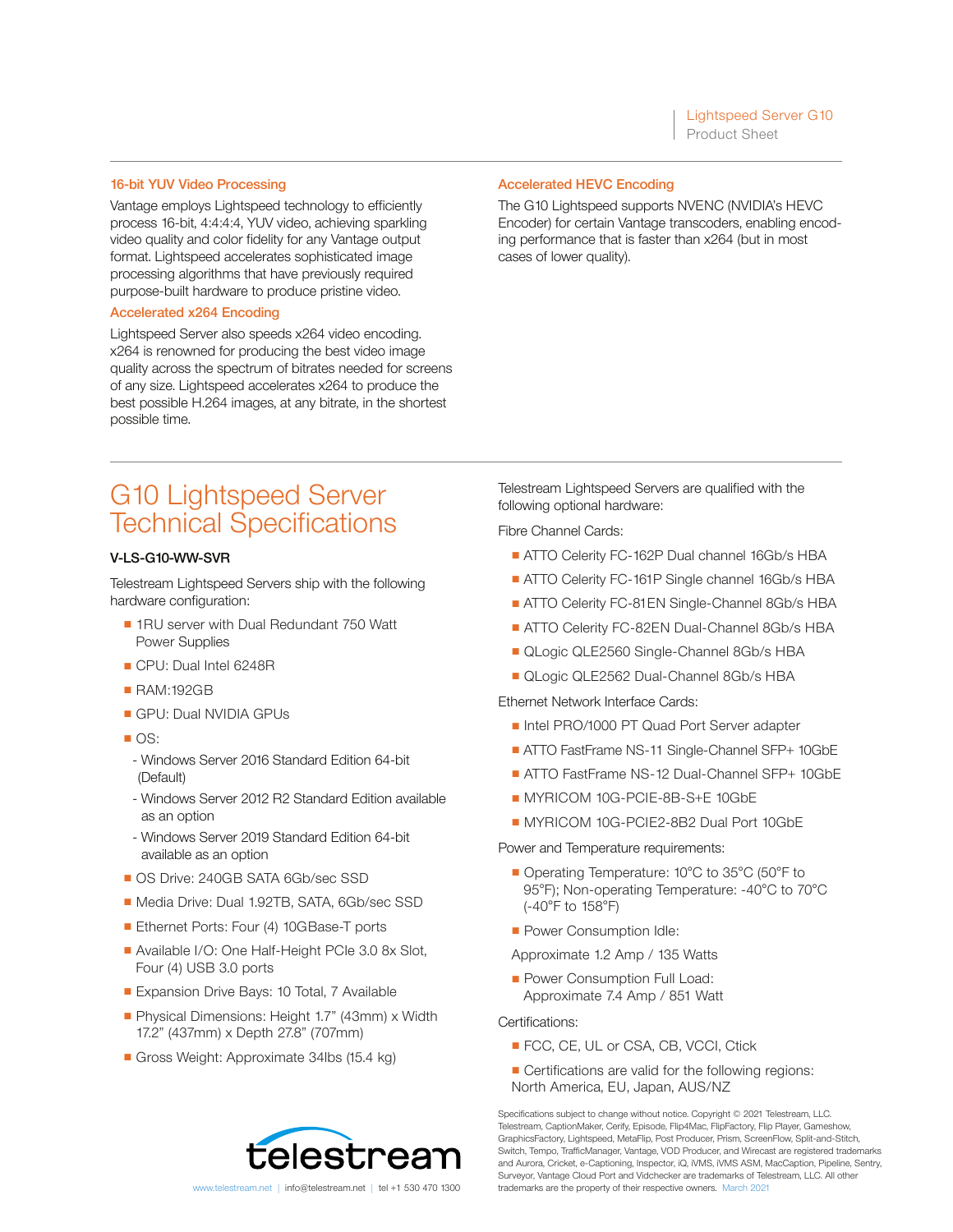### 16-bit YUV Video Processing

Vantage employs Lightspeed technology to efficiently process 16-bit, 4:4:4:4, YUV video, achieving sparkling video quality and color fidelity for any Vantage output format. Lightspeed accelerates sophisticated image processing algorithms that have previously required purpose-built hardware to produce pristine video.

### Accelerated x264 Encoding

Lightspeed Server also speeds x264 video encoding. x264 is renowned for producing the best video image quality across the spectrum of bitrates needed for screens of any size. Lightspeed accelerates x264 to produce the best possible H.264 images, at any bitrate, in the shortest possible time.

### Accelerated HEVC Encoding

The G10 Lightspeed supports NVENC (NVIDIA's HEVC Encoder) for certain Vantage transcoders, enabling encoding performance that is faster than x264 (but in most cases of lower quality).

# G10 Lightspeed Server Technical Specifications

**V-LS-G10-WW-SVR**

Telestream Lightspeed Servers ship with the following hardware configuration:

- 1RU server with Dual Redundant 750 Watt Power Supplies
- CPU: Dual Intel 6248R
- RAM:192GB
- GPU: Dual NVIDIA GPUs
- OS:
  - Windows Server 2016 Standard Edition 64-bit (Default)
  - Windows Server 2012 R2 Standard Edition available as an option
  - Windows Server 2019 Standard Edition 64-bit available as an option
- OS Drive: 240GB SATA 6Gb/sec SSD
- Media Drive: Dual 1.92TB, SATA, 6Gb/sec SSD
- Ethernet Ports: Four (4) 10GBase-T ports
- Available I/O: One Half-Height PCIe 3.0 8x Slot, Four (4) USB 3.0 ports
- Expansion Drive Bays: 10 Total, 7 Available
- Physical Dimensions: Height 1.7" (43mm) x Width 17.2" (437mm) x Depth 27.8" (707mm)
- Gross Weight: Approximate 34lbs (15.4 kg)

Telestream Lightspeed Servers are qualified with the following optional hardware:

Fibre Channel Cards:

- ATTO Celerity FC-162P Dual channel 16Gb/s HBA
- ATTO Celerity FC-161P Single channel 16Gb/s HBA
- ATTO Celerity FC-81EN Single-Channel 8Gb/s HBA
- ATTO Celerity FC-82EN Dual-Channel 8Gb/s HBA
- QLogic QLE2560 Single-Channel 8Gb/s HBA
- QLogic QLE2562 Dual-Channel 8Gb/s HBA

Ethernet Network Interface Cards:

- Intel PRO/1000 PT Quad Port Server adapter
- ATTO FastFrame NS-11 Single-Channel SFP+ 10GbE
- ATTO FastFrame NS-12 Dual-Channel SFP+ 10GbE
- MYRICOM 10G-PCIE-8B-S+E 10GbE
- MYRICOM 10G-PCIE2-8B2 Dual Port 10GbE

Power and Temperature requirements:

- Operating Temperature: 10°C to 35°C (50°F to 95°F); Non-operating Temperature: -40°C to 70°C (-40°F to 158°F)
- Power Consumption Idle:

  Approximate 1.2 Amp / 135 Watts
- Power Consumption Full Load: Approximate 7.4 Amp / 851 Watt

Certifications:

- FCC, CE, UL or CSA, CB, VCCI, Ctick
- Certifications are valid for the following regions: North America, EU, Japan, AUS/NZ

Specifications subject to change without notice. Copyright © 2021 Telestream, LLC. Telestream, CaptionMaker, Cerify, Episode, Flip4Mac, FlipFactory, Flip Player, Gameshow, GraphicsFactory, Lightspeed, MetaFlip, Post Producer, Prism, ScreenFlow, Split-and-Stitch, Switch, Tempo, TrafficManager, Vantage, VOD Producer, and Wirecast are registered trademarks and Aurora, Cricket, e-Captioning, Inspector, iQ, iVMS, iVMS ASM, MacCaption, Pipeline, Sentry, Surveyor, Vantage Cloud Port and Vidchecker are trademarks of Telestream, LLC. All other trademarks are the property of their respective owners. March 2021

telestream

www.telestream.net | info@telestream.net | tel +1 530 470 1300